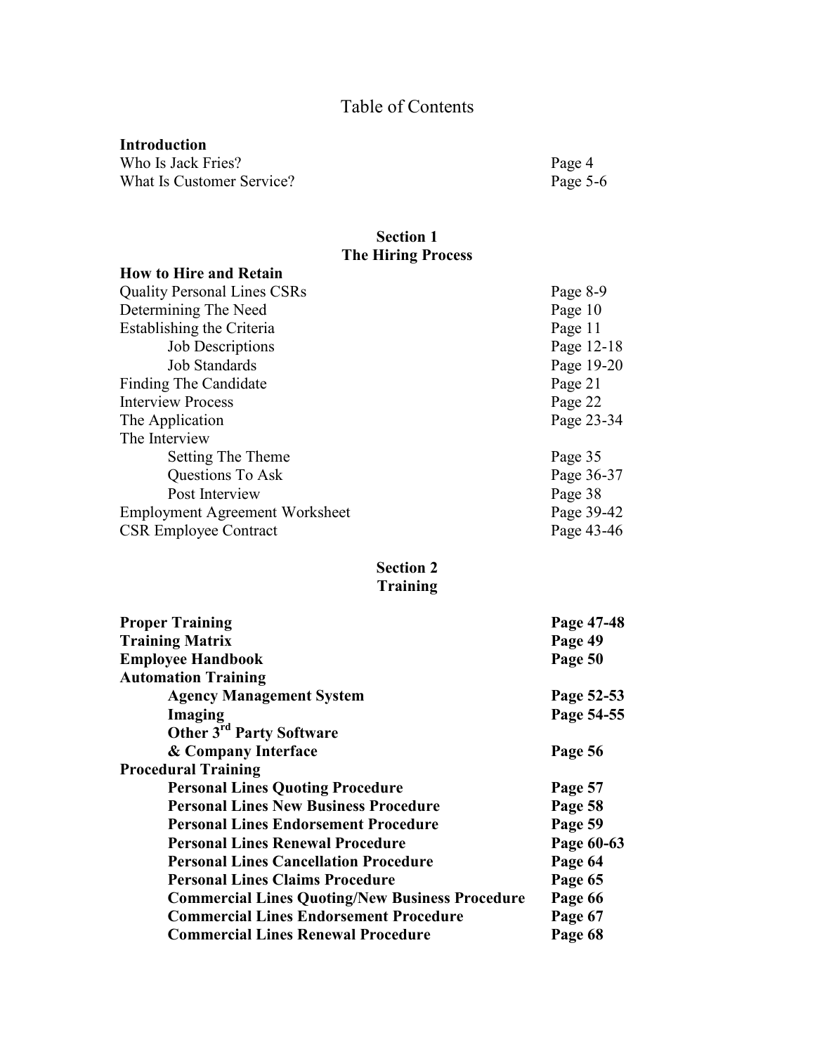# Table of Contents

**Introduction**

| | |
|---|---|
| Who Is Jack Fries? | Page 4 |
| What Is Customer Service? | Page 5-6 |

## Section 1
## The Hiring Process

**How to Hire and Retain**

| | |
|---|---|
| Quality Personal Lines CSRs | Page 8-9 |
| Determining The Need | Page 10 |
| Establishing the Criteria | Page 11 |
| &nbsp;&nbsp;&nbsp;&nbsp;Job Descriptions | Page 12-18 |
| &nbsp;&nbsp;&nbsp;&nbsp;Job Standards | Page 19-20 |
| Finding The Candidate | Page 21 |
| Interview Process | Page 22 |
| The Application | Page 23-34 |
| The Interview | |
| &nbsp;&nbsp;&nbsp;&nbsp;Setting The Theme | Page 35 |
| &nbsp;&nbsp;&nbsp;&nbsp;Questions To Ask | Page 36-37 |
| &nbsp;&nbsp;&nbsp;&nbsp;Post Interview | Page 38 |
| Employment Agreement Worksheet | Page 39-42 |
| CSR Employee Contract | Page 43-46 |

## Section 2
## Training

| | |
|---|---|
| **Proper Training** | **Page 47-48** |
| **Training Matrix** | **Page 49** |
| **Employee Handbook** | **Page 50** |
| **Automation Training** | |
| &nbsp;&nbsp;&nbsp;&nbsp;**Agency Management System** | **Page 52-53** |
| &nbsp;&nbsp;&nbsp;&nbsp;**Imaging** | **Page 54-55** |
| &nbsp;&nbsp;&nbsp;&nbsp;**Other 3rd Party Software & Company Interface** | **Page 56** |
| **Procedural Training** | |
| &nbsp;&nbsp;&nbsp;&nbsp;**Personal Lines Quoting Procedure** | **Page 57** |
| &nbsp;&nbsp;&nbsp;&nbsp;**Personal Lines New Business Procedure** | **Page 58** |
| &nbsp;&nbsp;&nbsp;&nbsp;**Personal Lines Endorsement Procedure** | **Page 59** |
| &nbsp;&nbsp;&nbsp;&nbsp;**Personal Lines Renewal Procedure** | **Page 60-63** |
| &nbsp;&nbsp;&nbsp;&nbsp;**Personal Lines Cancellation Procedure** | **Page 64** |
| &nbsp;&nbsp;&nbsp;&nbsp;**Personal Lines Claims Procedure** | **Page 65** |
| &nbsp;&nbsp;&nbsp;&nbsp;**Commercial Lines Quoting/New Business Procedure** | **Page 66** |
| &nbsp;&nbsp;&nbsp;&nbsp;**Commercial Lines Endorsement Procedure** | **Page 67** |
| &nbsp;&nbsp;&nbsp;&nbsp;**Commercial Lines Renewal Procedure** | **Page 68** |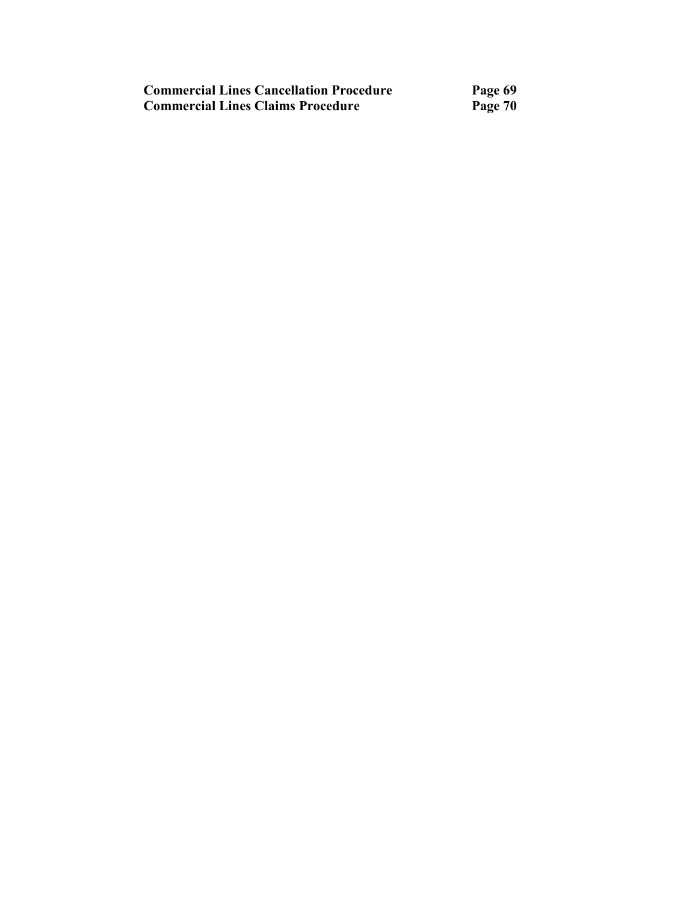| | |
|---|---|
| **Commercial Lines Cancellation Procedure** | **Page 69** |
| **Commercial Lines Claims Procedure** | **Page 70** |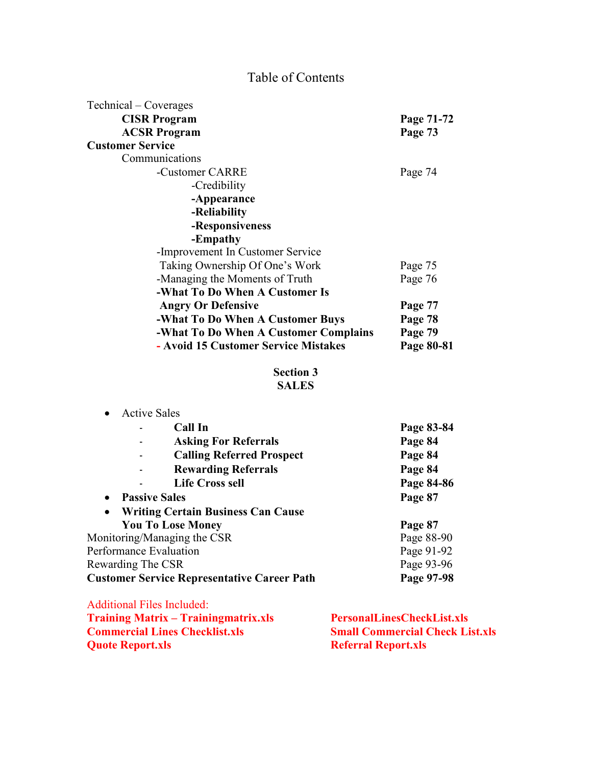# Table of Contents

| | |
|---|---|
| Technical – Coverages | |
| **CISR Program** | **Page 71-72** |
| **ACSR Program** | **Page 73** |
| **Customer Service** | |
| Communications | |
| -Customer CARRE | Page 74 |
| -Credibility | |
| **-Appearance** | |
| **-Reliability** | |
| **-Responsiveness** | |
| **-Empathy** | |
| -Improvement In Customer Service Taking Ownership Of One's Work | Page 75 |
| -Managing the Moments of Truth | Page 76 |
| **-What To Do When A Customer Is Angry Or Defensive** | **Page 77** |
| **-What To Do When A Customer Buys** | **Page 78** |
| **-What To Do When A Customer Complains** | **Page 79** |
| **- Avoid 15 Customer Service Mistakes** | **Page 80-81** |

## Section 3
## SALES

| | |
|---|---|
| • Active Sales | |
| - **Call In** | **Page 83-84** |
| - **Asking For Referrals** | **Page 84** |
| - **Calling Referred Prospect** | **Page 84** |
| - **Rewarding Referrals** | **Page 84** |
| - **Life Cross sell** | **Page 84-86** |
| • **Passive Sales** | **Page 87** |
| • **Writing Certain Business Can Cause You To Lose Money** | **Page 87** |
| Monitoring/Managing the CSR | Page 88-90 |
| Performance Evaluation | Page 91-92 |
| Rewarding The CSR | Page 93-96 |
| **Customer Service Representative Career Path** | **Page 97-98** |

Additional Files Included:

**Training Matrix – Trainingmatrix.xls**
**PersonalLinesCheckList.xls**
**Commercial Lines Checklist.xls**
**Small Commercial Check List.xls**
**Quote Report.xls**
**Referral Report.xls**